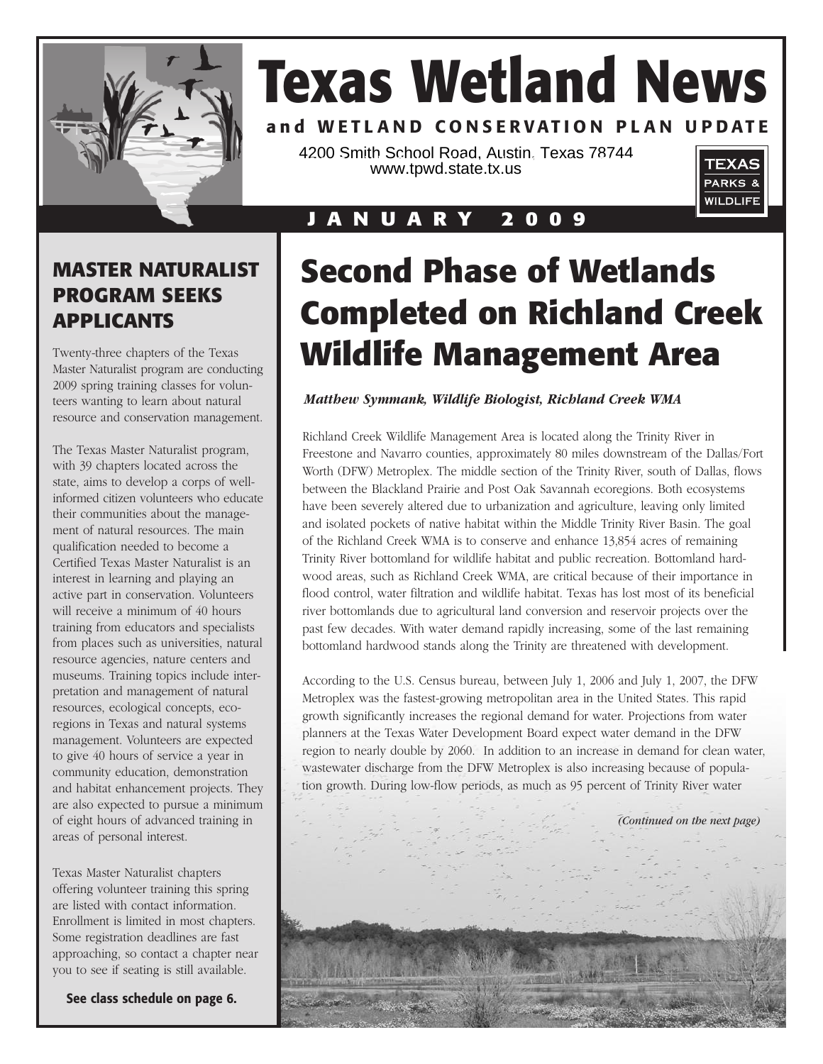# Texas Wetland News

**and WETLAND CONSERVATION PLAN UPDATE**

4200 Smith School Road, Austin, Texas 78744
www.tpwd.state.tx.us

TEXAS PARKS & WILDLIFE

**JANUARY 2009**

## Second Phase of Wetlands Completed on Richland Creek Wildlife Management Area

*Matthew Symmank, Wildlife Biologist, Richland Creek WMA*

Richland Creek Wildlife Management Area is located along the Trinity River in Freestone and Navarro counties, approximately 80 miles downstream of the Dallas/Fort Worth (DFW) Metroplex. The middle section of the Trinity River, south of Dallas, flows between the Blackland Prairie and Post Oak Savannah ecoregions. Both ecosystems have been severely altered due to urbanization and agriculture, leaving only limited and isolated pockets of native habitat within the Middle Trinity River Basin. The goal of the Richland Creek WMA is to conserve and enhance 13,854 acres of remaining Trinity River bottomland for wildlife habitat and public recreation. Bottomland hardwood areas, such as Richland Creek WMA, are critical because of their importance in flood control, water filtration and wildlife habitat. Texas has lost most of its beneficial river bottomlands due to agricultural land conversion and reservoir projects over the past few decades. With water demand rapidly increasing, some of the last remaining bottomland hardwood stands along the Trinity are threatened with development.

According to the U.S. Census bureau, between July 1, 2006 and July 1, 2007, the DFW Metroplex was the fastest-growing metropolitan area in the United States. This rapid growth significantly increases the regional demand for water. Projections from water planners at the Texas Water Development Board expect water demand in the DFW region to nearly double by 2060. In addition to an increase in demand for clean water, wastewater discharge from the DFW Metroplex is also increasing because of population growth. During low-flow periods, as much as 95 percent of Trinity River water

*(Continued on the next page)*

### MASTER NATURALIST PROGRAM SEEKS APPLICANTS

Twenty-three chapters of the Texas Master Naturalist program are conducting 2009 spring training classes for volunteers wanting to learn about natural resource and conservation management.

The Texas Master Naturalist program, with 39 chapters located across the state, aims to develop a corps of well-informed citizen volunteers who educate their communities about the management of natural resources. The main qualification needed to become a Certified Texas Master Naturalist is an interest in learning and playing an active part in conservation. Volunteers will receive a minimum of 40 hours training from educators and specialists from places such as universities, natural resource agencies, nature centers and museums. Training topics include interpretation and management of natural resources, ecological concepts, eco-regions in Texas and natural systems management. Volunteers are expected to give 40 hours of service a year in community education, demonstration and habitat enhancement projects. They are also expected to pursue a minimum of eight hours of advanced training in areas of personal interest.

Texas Master Naturalist chapters offering volunteer training this spring are listed with contact information. Enrollment is limited in most chapters. Some registration deadlines are fast approaching, so contact a chapter near you to see if seating is still available.

**See class schedule on page 6.**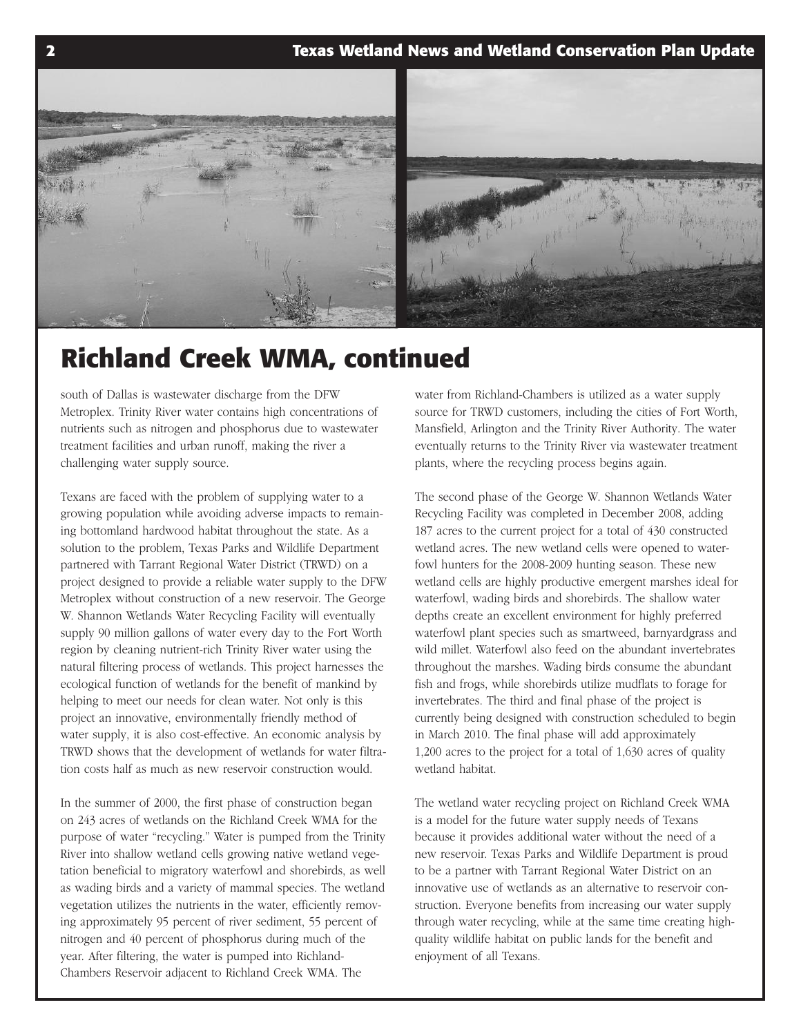# Richland Creek WMA, continued

south of Dallas is wastewater discharge from the DFW Metroplex. Trinity River water contains high concentrations of nutrients such as nitrogen and phosphorus due to wastewater treatment facilities and urban runoff, making the river a challenging water supply source.

Texans are faced with the problem of supplying water to a growing population while avoiding adverse impacts to remaining bottomland hardwood habitat throughout the state. As a solution to the problem, Texas Parks and Wildlife Department partnered with Tarrant Regional Water District (TRWD) on a project designed to provide a reliable water supply to the DFW Metroplex without construction of a new reservoir. The George W. Shannon Wetlands Water Recycling Facility will eventually supply 90 million gallons of water every day to the Fort Worth region by cleaning nutrient-rich Trinity River water using the natural filtering process of wetlands. This project harnesses the ecological function of wetlands for the benefit of mankind by helping to meet our needs for clean water. Not only is this project an innovative, environmentally friendly method of water supply, it is also cost-effective. An economic analysis by TRWD shows that the development of wetlands for water filtration costs half as much as new reservoir construction would.

In the summer of 2000, the first phase of construction began on 243 acres of wetlands on the Richland Creek WMA for the purpose of water "recycling." Water is pumped from the Trinity River into shallow wetland cells growing native wetland vegetation beneficial to migratory waterfowl and shorebirds, as well as wading birds and a variety of mammal species. The wetland vegetation utilizes the nutrients in the water, efficiently removing approximately 95 percent of river sediment, 55 percent of nitrogen and 40 percent of phosphorus during much of the year. After filtering, the water is pumped into Richland-Chambers Reservoir adjacent to Richland Creek WMA. The water from Richland-Chambers is utilized as a water supply source for TRWD customers, including the cities of Fort Worth, Mansfield, Arlington and the Trinity River Authority. The water eventually returns to the Trinity River via wastewater treatment plants, where the recycling process begins again.

The second phase of the George W. Shannon Wetlands Water Recycling Facility was completed in December 2008, adding 187 acres to the current project for a total of 430 constructed wetland acres. The new wetland cells were opened to waterfowl hunters for the 2008-2009 hunting season. These new wetland cells are highly productive emergent marshes ideal for waterfowl, wading birds and shorebirds. The shallow water depths create an excellent environment for highly preferred waterfowl plant species such as smartweed, barnyardgrass and wild millet. Waterfowl also feed on the abundant invertebrates throughout the marshes. Wading birds consume the abundant fish and frogs, while shorebirds utilize mudflats to forage for invertebrates. The third and final phase of the project is currently being designed with construction scheduled to begin in March 2010. The final phase will add approximately 1,200 acres to the project for a total of 1,630 acres of quality wetland habitat.

The wetland water recycling project on Richland Creek WMA is a model for the future water supply needs of Texans because it provides additional water without the need of a new reservoir. Texas Parks and Wildlife Department is proud to be a partner with Tarrant Regional Water District on an innovative use of wetlands as an alternative to reservoir construction. Everyone benefits from increasing our water supply through water recycling, while at the same time creating high-quality wildlife habitat on public lands for the benefit and enjoyment of all Texans.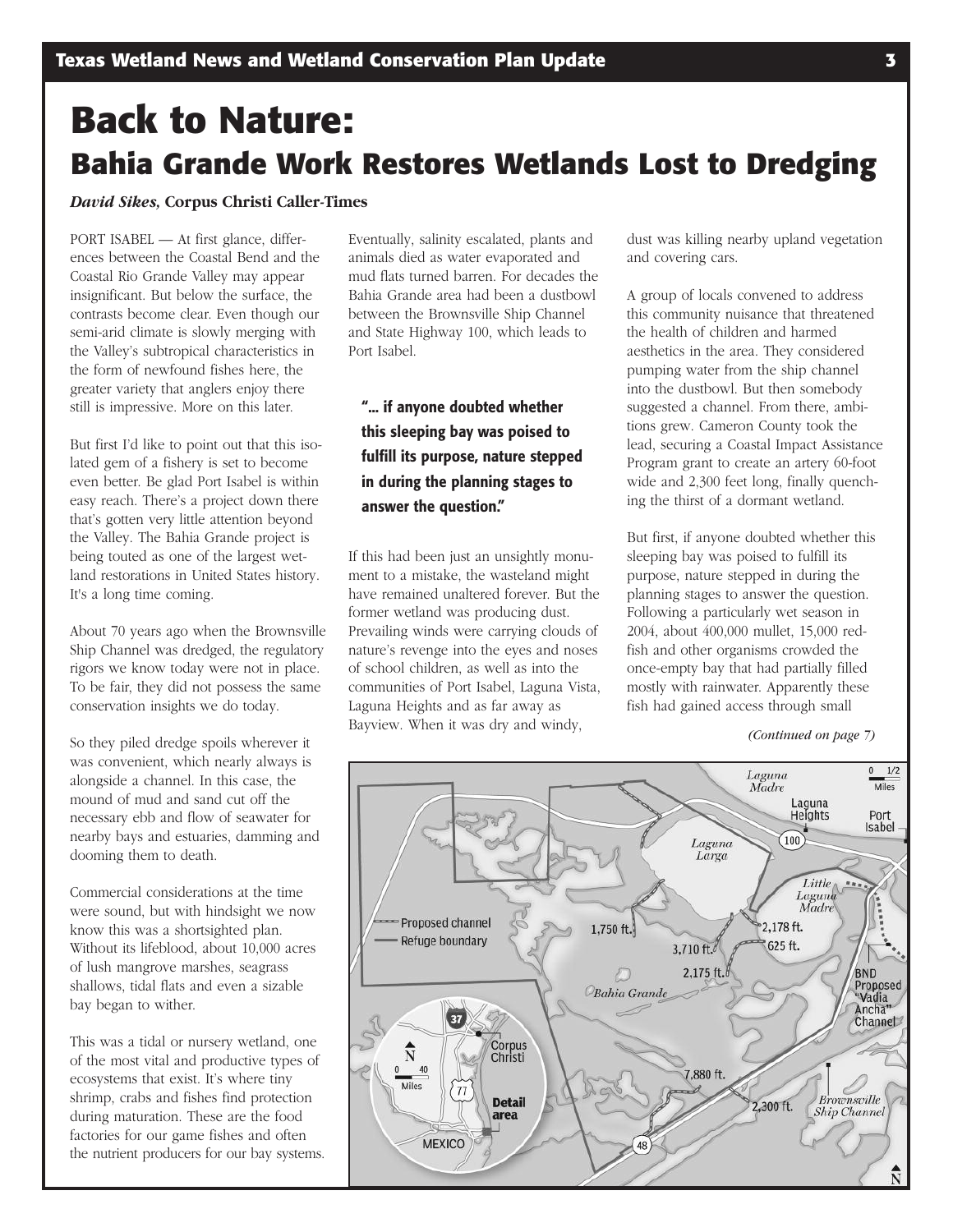# Back to Nature:

## Bahia Grande Work Restores Wetlands Lost to Dredging

***David Sikes,* Corpus Christi Caller-Times**

PORT ISABEL — At first glance, differences between the Coastal Bend and the Coastal Rio Grande Valley may appear insignificant. But below the surface, the contrasts become clear. Even though our semi-arid climate is slowly merging with the Valley's subtropical characteristics in the form of newfound fishes here, the greater variety that anglers enjoy there still is impressive. More on this later.

But first I'd like to point out that this isolated gem of a fishery is set to become even better. Be glad Port Isabel is within easy reach. There's a project down there that's gotten very little attention beyond the Valley. The Bahia Grande project is being touted as one of the largest wetland restorations in United States history. It's a long time coming.

About 70 years ago when the Brownsville Ship Channel was dredged, the regulatory rigors we know today were not in place. To be fair, they did not possess the same conservation insights we do today.

So they piled dredge spoils wherever it was convenient, which nearly always is alongside a channel. In this case, the mound of mud and sand cut off the necessary ebb and flow of seawater for nearby bays and estuaries, damming and dooming them to death.

Commercial considerations at the time were sound, but with hindsight we now know this was a shortsighted plan. Without its lifeblood, about 10,000 acres of lush mangrove marshes, seagrass shallows, tidal flats and even a sizable bay began to wither.

This was a tidal or nursery wetland, one of the most vital and productive types of ecosystems that exist. It's where tiny shrimp, crabs and fishes find protection during maturation. These are the food factories for our game fishes and often the nutrient producers for our bay systems. Eventually, salinity escalated, plants and animals died as water evaporated and mud flats turned barren. For decades the Bahia Grande area had been a dustbowl between the Brownsville Ship Channel and State Highway 100, which leads to Port Isabel.

> **"... if anyone doubted whether this sleeping bay was poised to fulfill its purpose, nature stepped in during the planning stages to answer the question."**

If this had been just an unsightly monument to a mistake, the wasteland might have remained unaltered forever. But the former wetland was producing dust. Prevailing winds were carrying clouds of nature's revenge into the eyes and noses of school children, as well as into the communities of Port Isabel, Laguna Vista, Laguna Heights and as far away as Bayview. When it was dry and windy, dust was killing nearby upland vegetation and covering cars.

A group of locals convened to address this community nuisance that threatened the health of children and harmed aesthetics in the area. They considered pumping water from the ship channel into the dustbowl. But then somebody suggested a channel. From there, ambitions grew. Cameron County took the lead, securing a Coastal Impact Assistance Program grant to create an artery 60-foot wide and 2,300 feet long, finally quenching the thirst of a dormant wetland.

But first, if anyone doubted whether this sleeping bay was poised to fulfill its purpose, nature stepped in during the planning stages to answer the question. Following a particularly wet season in 2004, about 400,000 mullet, 15,000 redfish and other organisms crowded the once-empty bay that had partially filled mostly with rainwater. Apparently these fish had gained access through small

*(Continued on page 7)*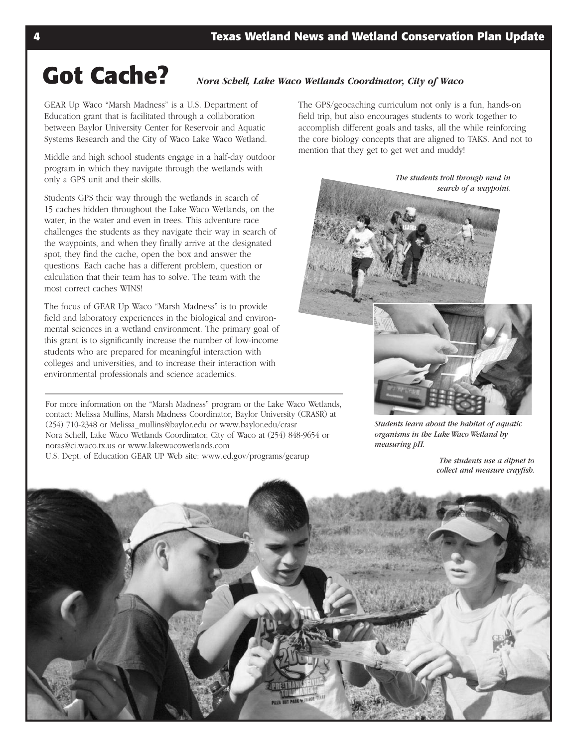# Got Cache?

*Nora Schell, Lake Waco Wetlands Coordinator, City of Waco*

GEAR Up Waco "Marsh Madness" is a U.S. Department of Education grant that is facilitated through a collaboration between Baylor University Center for Reservoir and Aquatic Systems Research and the City of Waco Lake Waco Wetland.

Middle and high school students engage in a half-day outdoor program in which they navigate through the wetlands with only a GPS unit and their skills.

Students GPS their way through the wetlands in search of 15 caches hidden throughout the Lake Waco Wetlands, on the water, in the water and even in trees. This adventure race challenges the students as they navigate their way in search of the waypoints, and when they finally arrive at the designated spot, they find the cache, open the box and answer the questions. Each cache has a different problem, question or calculation that their team has to solve. The team with the most correct caches WINS!

The focus of GEAR Up Waco "Marsh Madness" is to provide field and laboratory experiences in the biological and environmental sciences in a wetland environment. The primary goal of this grant is to significantly increase the number of low-income students who are prepared for meaningful interaction with colleges and universities, and to increase their interaction with environmental professionals and science academics.

The GPS/geocaching curriculum not only is a fun, hands-on field trip, but also encourages students to work together to accomplish different goals and tasks, all the while reinforcing the core biology concepts that are aligned to TAKS. And not to mention that they get to get wet and muddy!

*The students troll through mud in search of a waypoint.*

*Students learn about the habitat of aquatic organisms in the Lake Waco Wetland by measuring pH.*

*The students use a dipnet to collect and measure crayfish.*

For more information on the "Marsh Madness" program or the Lake Waco Wetlands, contact: Melissa Mullins, Marsh Madness Coordinator, Baylor University (CRASR) at (254) 710-2348 or Melissa_mullins@baylor.edu or www.baylor.edu/crasr
Nora Schell, Lake Waco Wetlands Coordinator, City of Waco at (254) 848-9654 or noras@ci.waco.tx.us or www.lakewacowetlands.com
U.S. Dept. of Education GEAR UP Web site: www.ed.gov/programs/gearup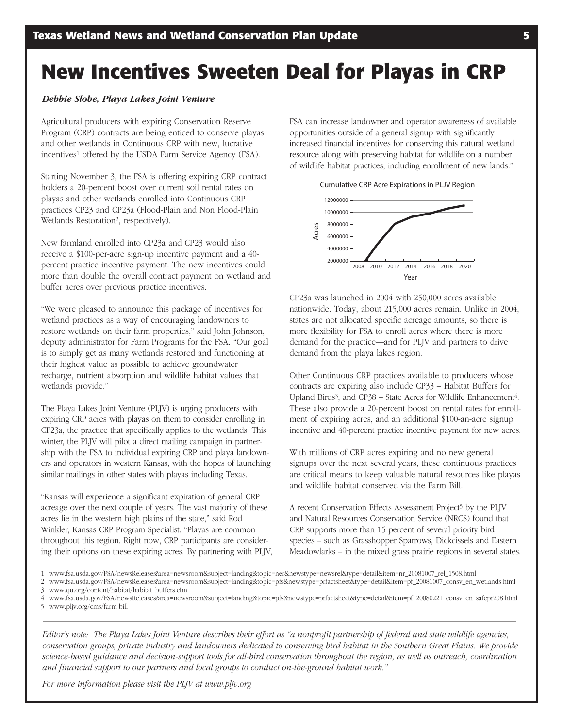# New Incentives Sweeten Deal for Playas in CRP

***Debbie Slobe, Playa Lakes Joint Venture***

Agricultural producers with expiring Conservation Reserve Program (CRP) contracts are being enticed to conserve playas and other wetlands in Continuous CRP with new, lucrative incentives[1] offered by the USDA Farm Service Agency (FSA).

Starting November 3, the FSA is offering expiring CRP contract holders a 20-percent boost over current soil rental rates on playas and other wetlands enrolled into Continuous CRP practices CP23 and CP23a (Flood-Plain and Non Flood-Plain Wetlands Restoration[2], respectively).

New farmland enrolled into CP23a and CP23 would also receive a $100-per-acre sign-up incentive payment and a 40-percent practice incentive payment. The new incentives could more than double the overall contract payment on wetland and buffer acres over previous practice incentives.

"We were pleased to announce this package of incentives for wetland practices as a way of encouraging landowners to restore wetlands on their farm properties," said John Johnson, deputy administrator for Farm Programs for the FSA. "Our goal is to simply get as many wetlands restored and functioning at their highest value as possible to achieve groundwater recharge, nutrient absorption and wildlife habitat values that wetlands provide."

The Playa Lakes Joint Venture (PLJV) is urging producers with expiring CRP acres with playas on them to consider enrolling in CP23a, the practice that specifically applies to the wetlands. This winter, the PLJV will pilot a direct mailing campaign in partnership with the FSA to individual expiring CRP and playa landowners and operators in western Kansas, with the hopes of launching similar mailings in other states with playas including Texas.

"Kansas will experience a significant expiration of general CRP acreage over the next couple of years. The vast majority of these acres lie in the western high plains of the state," said Rod Winkler, Kansas CRP Program Specialist. "Playas are common throughout this region. Right now, CRP participants are considering their options on these expiring acres. By partnering with PLJV, FSA can increase landowner and operator awareness of available opportunities outside of a general signup with significantly increased financial incentives for conserving this natural wetland resource along with preserving habitat for wildlife on a number of wildlife habitat practices, including enrollment of new lands."

Cumulative CRP Acre Expirations in PLJV Region

CP23a was launched in 2004 with 250,000 acres available nationwide. Today, about 215,000 acres remain. Unlike in 2004, states are not allocated specific acreage amounts, so there is more flexibility for FSA to enroll acres where there is more demand for the practice—and for PLJV and partners to drive demand from the playa lakes region.

Other Continuous CRP practices available to producers whose contracts are expiring also include CP33 – Habitat Buffers for Upland Birds[3], and CP38 – State Acres for Wildlife Enhancement[4]. These also provide a 20-percent boost on rental rates for enrollment of expiring acres, and an additional $100-an-acre signup incentive and 40-percent practice incentive payment for new acres.

With millions of CRP acres expiring and no new general signups over the next several years, these continuous practices are critical means to keep valuable natural resources like playas and wildlife habitat conserved via the Farm Bill.

A recent Conservation Effects Assessment Project[5] by the PLJV and Natural Resources Conservation Service (NRCS) found that CRP supports more than 15 percent of several priority bird species – such as Grasshopper Sparrows, Dickcissels and Eastern Meadowlarks – in the mixed grass prairie regions in several states.

1 www.fsa.usda.gov/FSA/newsReleases?area=newsroom&subject=landing&topic=ner&newstype=newsrel&type=detail&item=nr_20081007_rel_1508.html
2 www.fsa.usda.gov/FSA/newsReleases?area=newsroom&subject=landing&topic=pfs&newstype=prfactsheet&type=detail&item=pf_20081007_consv_en_wetlands.html
3 www.qu.org/content/habitat/habitat_buffers.cfm
4 www.fsa.usda.gov/FSA/newsReleases?area=newsroom&subject=landing&topic=pfs&newstype=prfactsheet&type=detail&item=pf_20080221_consv_en_safepr208.html
5 www.pljv.org/cms/farm-bill

---

*Editor's note: The Playa Lakes Joint Venture describes their effort as "a nonprofit partnership of federal and state wildlife agencies, conservation groups, private industry and landowners dedicated to conserving bird habitat in the Southern Great Plains. We provide science-based guidance and decision-support tools for all-bird conservation throughout the region, as well as outreach, coordination and financial support to our partners and local groups to conduct on-the-ground habitat work."*

*For more information please visit the PLJV at www.pljv.org*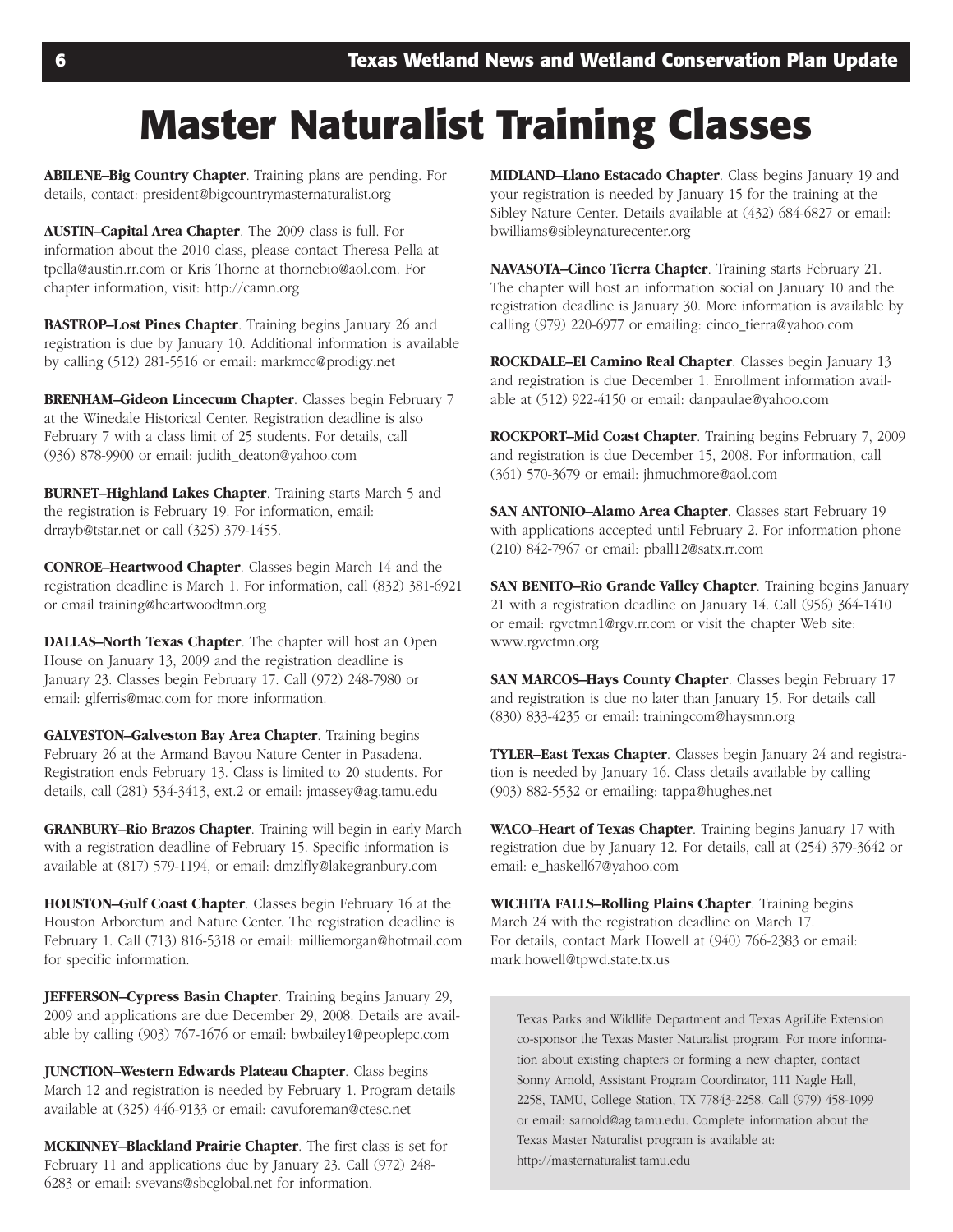# Master Naturalist Training Classes

**ABILENE–Big Country Chapter**. Training plans are pending. For details, contact: president@bigcountrymasternaturalist.org

**AUSTIN–Capital Area Chapter**. The 2009 class is full. For information about the 2010 class, please contact Theresa Pella at tpella@austin.rr.com or Kris Thorne at thornebio@aol.com. For chapter information, visit: http://camn.org

**BASTROP–Lost Pines Chapter**. Training begins January 26 and registration is due by January 10. Additional information is available by calling (512) 281-5516 or email: markmcc@prodigy.net

**BRENHAM–Gideon Lincecum Chapter**. Classes begin February 7 at the Winedale Historical Center. Registration deadline is also February 7 with a class limit of 25 students. For details, call (936) 878-9900 or email: judith_deaton@yahoo.com

**BURNET–Highland Lakes Chapter**. Training starts March 5 and the registration is February 19. For information, email: drrayb@tstar.net or call (325) 379-1455.

**CONROE–Heartwood Chapter**. Classes begin March 14 and the registration deadline is March 1. For information, call (832) 381-6921 or email training@heartwoodtmn.org

**DALLAS–North Texas Chapter**. The chapter will host an Open House on January 13, 2009 and the registration deadline is January 23. Classes begin February 17. Call (972) 248-7980 or email: glferris@mac.com for more information.

**GALVESTON–Galveston Bay Area Chapter**. Training begins February 26 at the Armand Bayou Nature Center in Pasadena. Registration ends February 13. Class is limited to 20 students. For details, call (281) 534-3413, ext.2 or email: jmassey@ag.tamu.edu

**GRANBURY–Rio Brazos Chapter**. Training will begin in early March with a registration deadline of February 15. Specific information is available at (817) 579-1194, or email: dmzlfly@lakegranbury.com

**HOUSTON–Gulf Coast Chapter**. Classes begin February 16 at the Houston Arboretum and Nature Center. The registration deadline is February 1. Call (713) 816-5318 or email: milliemorgan@hotmail.com for specific information.

**JEFFERSON–Cypress Basin Chapter**. Training begins January 29, 2009 and applications are due December 29, 2008. Details are available by calling (903) 767-1676 or email: bwbailey1@peoplepc.com

**JUNCTION–Western Edwards Plateau Chapter**. Class begins March 12 and registration is needed by February 1. Program details available at (325) 446-9133 or email: cavuforeman@ctesc.net

**MCKINNEY–Blackland Prairie Chapter**. The first class is set for February 11 and applications due by January 23. Call (972) 248-6283 or email: svevans@sbcglobal.net for information.

**MIDLAND–Llano Estacado Chapter**. Class begins January 19 and your registration is needed by January 15 for the training at the Sibley Nature Center. Details available at (432) 684-6827 or email: bwilliams@sibleynaturecenter.org

**NAVASOTA–Cinco Tierra Chapter**. Training starts February 21. The chapter will host an information social on January 10 and the registration deadline is January 30. More information is available by calling (979) 220-6977 or emailing: cinco_tierra@yahoo.com

**ROCKDALE–El Camino Real Chapter**. Classes begin January 13 and registration is due December 1. Enrollment information available at (512) 922-4150 or email: danpaulae@yahoo.com

**ROCKPORT–Mid Coast Chapter**. Training begins February 7, 2009 and registration is due December 15, 2008. For information, call (361) 570-3679 or email: jhmuchmore@aol.com

**SAN ANTONIO–Alamo Area Chapter**. Classes start February 19 with applications accepted until February 2. For information phone (210) 842-7967 or email: pball12@satx.rr.com

**SAN BENITO–Rio Grande Valley Chapter**. Training begins January 21 with a registration deadline on January 14. Call (956) 364-1410 or email: rgvctmn1@rgv.rr.com or visit the chapter Web site: www.rgvctmn.org

**SAN MARCOS–Hays County Chapter**. Classes begin February 17 and registration is due no later than January 15. For details call (830) 833-4235 or email: trainingcom@haysmn.org

**TYLER–East Texas Chapter**. Classes begin January 24 and registration is needed by January 16. Class details available by calling (903) 882-5532 or emailing: tappa@hughes.net

**WACO–Heart of Texas Chapter**. Training begins January 17 with registration due by January 12. For details, call at (254) 379-3642 or email: e_haskell67@yahoo.com

**WICHITA FALLS–Rolling Plains Chapter**. Training begins March 24 with the registration deadline on March 17. For details, contact Mark Howell at (940) 766-2383 or email: mark.howell@tpwd.state.tx.us

Texas Parks and Wildlife Department and Texas AgriLife Extension co-sponsor the Texas Master Naturalist program. For more information about existing chapters or forming a new chapter, contact Sonny Arnold, Assistant Program Coordinator, 111 Nagle Hall, 2258, TAMU, College Station, TX 77843-2258. Call (979) 458-1099 or email: sarnold@ag.tamu.edu. Complete information about the Texas Master Naturalist program is available at: http://masternaturalist.tamu.edu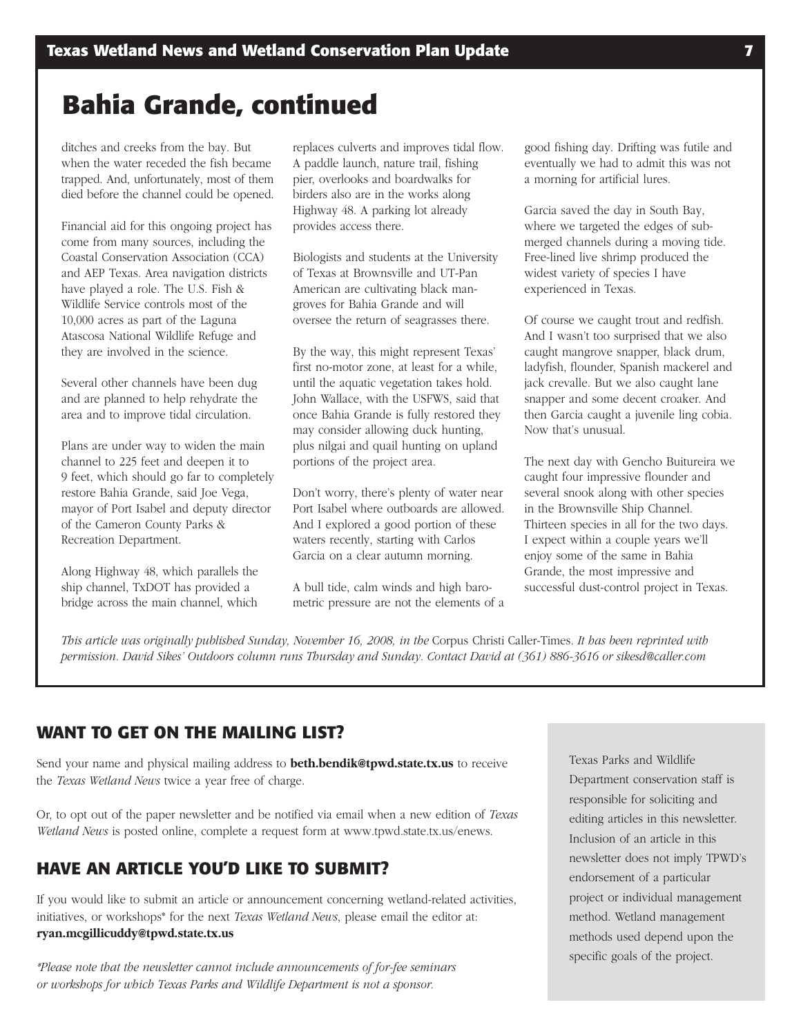# Bahia Grande, continued

ditches and creeks from the bay. But when the water receded the fish became trapped. And, unfortunately, most of them died before the channel could be opened.

Financial aid for this ongoing project has come from many sources, including the Coastal Conservation Association (CCA) and AEP Texas. Area navigation districts have played a role. The U.S. Fish & Wildlife Service controls most of the 10,000 acres as part of the Laguna Atascosa National Wildlife Refuge and they are involved in the science.

Several other channels have been dug and are planned to help rehydrate the area and to improve tidal circulation.

Plans are under way to widen the main channel to 225 feet and deepen it to 9 feet, which should go far to completely restore Bahia Grande, said Joe Vega, mayor of Port Isabel and deputy director of the Cameron County Parks & Recreation Department.

Along Highway 48, which parallels the ship channel, TxDOT has provided a bridge across the main channel, which replaces culverts and improves tidal flow. A paddle launch, nature trail, fishing pier, overlooks and boardwalks for birders also are in the works along Highway 48. A parking lot already provides access there.

Biologists and students at the University of Texas at Brownsville and UT-Pan American are cultivating black mangroves for Bahia Grande and will oversee the return of seagrasses there.

By the way, this might represent Texas' first no-motor zone, at least for a while, until the aquatic vegetation takes hold. John Wallace, with the USFWS, said that once Bahia Grande is fully restored they may consider allowing duck hunting, plus nilgai and quail hunting on upland portions of the project area.

Don't worry, there's plenty of water near Port Isabel where outboards are allowed. And I explored a good portion of these waters recently, starting with Carlos Garcia on a clear autumn morning.

A bull tide, calm winds and high barometric pressure are not the elements of a good fishing day. Drifting was futile and eventually we had to admit this was not a morning for artificial lures.

Garcia saved the day in South Bay, where we targeted the edges of submerged channels during a moving tide. Free-lined live shrimp produced the widest variety of species I have experienced in Texas.

Of course we caught trout and redfish. And I wasn't too surprised that we also caught mangrove snapper, black drum, ladyfish, flounder, Spanish mackerel and jack crevalle. But we also caught lane snapper and some decent croaker. And then Garcia caught a juvenile ling cobia. Now that's unusual.

The next day with Gencho Buitureira we caught four impressive flounder and several snook along with other species in the Brownsville Ship Channel. Thirteen species in all for the two days. I expect within a couple years we'll enjoy some of the same in Bahia Grande, the most impressive and successful dust-control project in Texas.

*This article was originally published Sunday, November 16, 2008, in the* Corpus Christi Caller-Times. *It has been reprinted with permission. David Sikes' Outdoors column runs Thursday and Sunday. Contact David at (361) 886-3616 or sikesd@caller.com*

## WANT TO GET ON THE MAILING LIST?

Send your name and physical mailing address to **beth.bendik@tpwd.state.tx.us** to receive the *Texas Wetland News* twice a year free of charge.

Or, to opt out of the paper newsletter and be notified via email when a new edition of *Texas Wetland News* is posted online, complete a request form at www.tpwd.state.tx.us/enews.

## HAVE AN ARTICLE YOU'D LIKE TO SUBMIT?

If you would like to submit an article or announcement concerning wetland-related activities, initiatives, or workshops* for the next *Texas Wetland News*, please email the editor at: **ryan.mcgillicuddy@tpwd.state.tx.us**

*\*Please note that the newsletter cannot include announcements of for-fee seminars or workshops for which Texas Parks and Wildlife Department is not a sponsor.*

Texas Parks and Wildlife Department conservation staff is responsible for soliciting and editing articles in this newsletter. Inclusion of an article in this newsletter does not imply TPWD's endorsement of a particular project or individual management method. Wetland management methods used depend upon the specific goals of the project.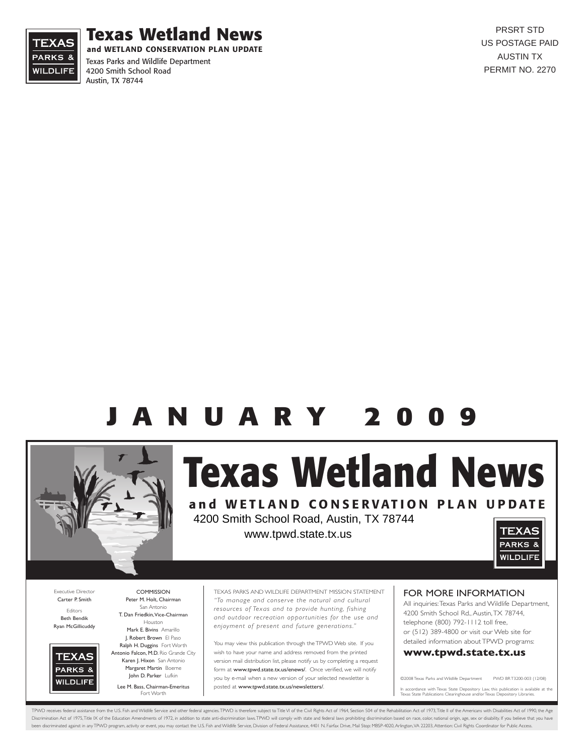# Texas Wetland News

**and WETLAND CONSERVATION PLAN UPDATE**

Texas Parks and Wildlife Department
4200 Smith School Road
Austin, TX 78744

PRSRT STD
US POSTAGE PAID
AUSTIN TX
PERMIT NO. 2270

# J A N U A R Y 2 0 0 9

# Texas Wetland News

**and WETLAND CONSERVATION PLAN UPDATE**

4200 Smith School Road, Austin, TX 78744
www.tpwd.state.tx.us

Executive Director
Carter P. Smith

Editors
Beth Bendik
Ryan McGillicuddy

COMMISSION
Peter M. Holt, Chairman, San Antonio
T. Dan Friedkin, Vice-Chairman, Houston
Mark E. Bivins, Amarillo
J. Robert Brown, El Paso
Ralph H. Duggins, Fort Worth
Antonio Falcon, M.D., Rio Grande City
Karen J. Hixon, San Antonio
Margaret Martin, Boerne
John D. Parker, Lufkin
Lee M. Bass, Chairman-Emeritus, Fort Worth

TEXAS PARKS AND WILDLIFE DEPARTMENT MISSION STATEMENT
*"To manage and conserve the natural and cultural resources of Texas and to provide hunting, fishing and outdoor recreation opportunities for the use and enjoyment of present and future generations."*

You may view this publication through the TPWD Web site. If you wish to have your name and address removed from the printed version mail distribution list, please notify us by completing a request form at www.tpwd.state.tx.us/enews/. Once verified, we will notify you by e-mail when a new version of your selected newsletter is posted at www.tpwd.state.tx.us/newsletters/.

## FOR MORE INFORMATION

All inquiries: Texas Parks and Wildlife Department, 4200 Smith School Rd., Austin, TX 78744, telephone (800) 792-1112 toll free, or (512) 389-4800 or visit our Web site for detailed information about TPWD programs:

**www.tpwd.state.tx.us**

©2008 Texas Parks and Wildlife Department PWD BR T3200-003 (12/08)

In accordance with Texas State Depository Law, this publication is available at the Texas State Publications Clearinghouse and/or Texas Depository Libraries.

TPWD receives federal assistance from the U.S. Fish and Wildlife Service and other federal agencies. TPWD is therefore subject to Title VI of the Civil Rights Act of 1964, Section 504 of the Rehabilitation Act of 1973, Title II of the Americans with Disabilities Act of 1990, the Age Discrimination Act of 1975, Title IX of the Education Amendments of 1972, in addition to state anti-discrimination laws. TPWD will comply with state and federal laws prohibiting discrimination based on race, color, national origin, age, sex or disability. If you believe that you have been discriminated against in any TPWD program, activity or event, you may contact the U.S. Fish and Wildlife Service, Division of Federal Assistance, 4401 N. Fairfax Drive, Mail Stop: MBSP-4020, Arlington, VA 22203, Attention: Civil Rights Coordinator for Public Access.